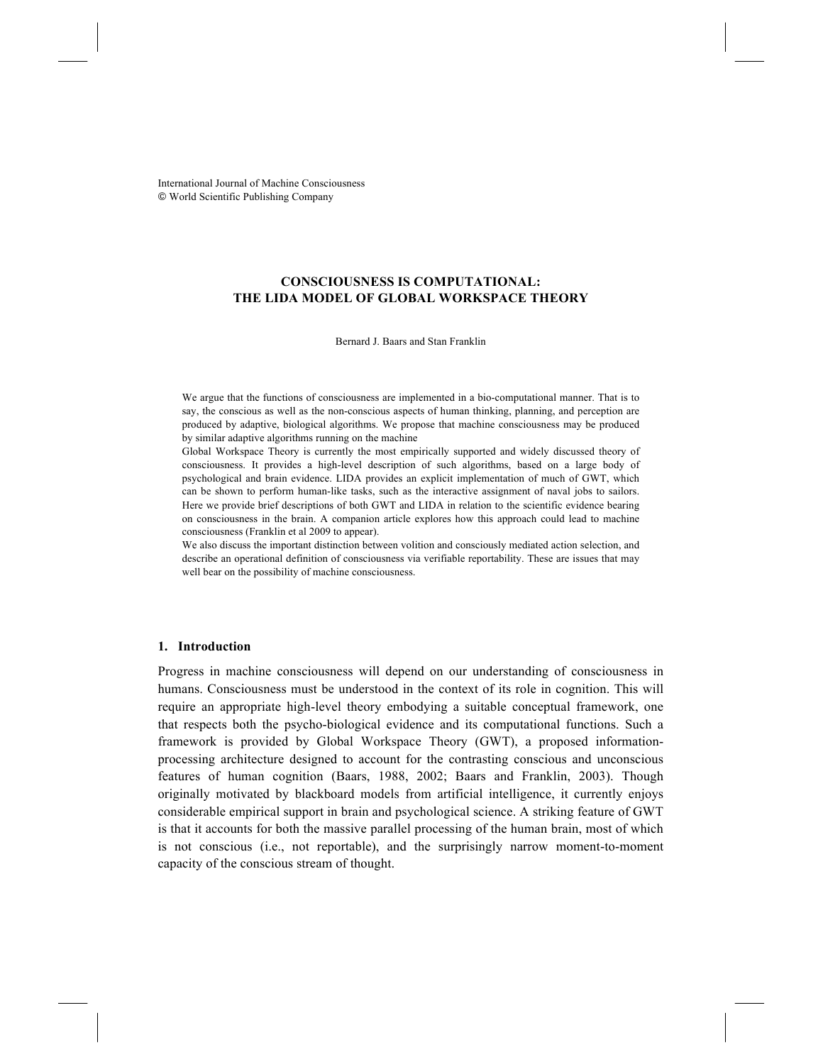International Journal of Machine Consciousness
© World Scientific Publishing Company

# CONSCIOUSNESS IS COMPUTATIONAL: THE LIDA MODEL OF GLOBAL WORKSPACE THEORY

Bernard J. Baars and Stan Franklin

We argue that the functions of consciousness are implemented in a bio-computational manner. That is to say, the conscious as well as the non-conscious aspects of human thinking, planning, and perception are produced by adaptive, biological algorithms. We propose that machine consciousness may be produced by similar adaptive algorithms running on the machine

Global Workspace Theory is currently the most empirically supported and widely discussed theory of consciousness. It provides a high-level description of such algorithms, based on a large body of psychological and brain evidence. LIDA provides an explicit implementation of much of GWT, which can be shown to perform human-like tasks, such as the interactive assignment of naval jobs to sailors. Here we provide brief descriptions of both GWT and LIDA in relation to the scientific evidence bearing on consciousness in the brain. A companion article explores how this approach could lead to machine consciousness (Franklin et al 2009 to appear).

We also discuss the important distinction between volition and consciously mediated action selection, and describe an operational definition of consciousness via verifiable reportability. These are issues that may well bear on the possibility of machine consciousness.

## 1. Introduction

Progress in machine consciousness will depend on our understanding of consciousness in humans. Consciousness must be understood in the context of its role in cognition. This will require an appropriate high-level theory embodying a suitable conceptual framework, one that respects both the psycho-biological evidence and its computational functions. Such a framework is provided by Global Workspace Theory (GWT), a proposed information-processing architecture designed to account for the contrasting conscious and unconscious features of human cognition (Baars, 1988, 2002; Baars and Franklin, 2003). Though originally motivated by blackboard models from artificial intelligence, it currently enjoys considerable empirical support in brain and psychological science. A striking feature of GWT is that it accounts for both the massive parallel processing of the human brain, most of which is not conscious (i.e., not reportable), and the surprisingly narrow moment-to-moment capacity of the conscious stream of thought.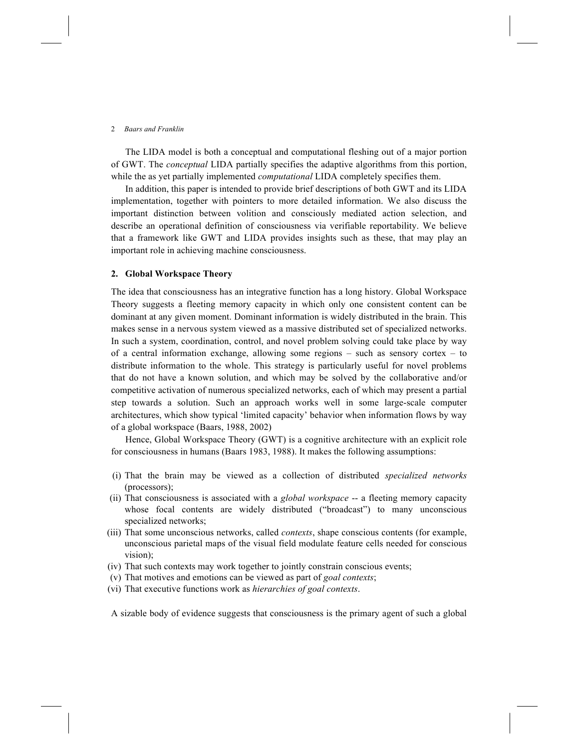The LIDA model is both a conceptual and computational fleshing out of a major portion of GWT. The *conceptual* LIDA partially specifies the adaptive algorithms from this portion, while the as yet partially implemented *computational* LIDA completely specifies them.

In addition, this paper is intended to provide brief descriptions of both GWT and its LIDA implementation, together with pointers to more detailed information. We also discuss the important distinction between volition and consciously mediated action selection, and describe an operational definition of consciousness via verifiable reportability. We believe that a framework like GWT and LIDA provides insights such as these, that may play an important role in achieving machine consciousness.

## 2. Global Workspace Theory

The idea that consciousness has an integrative function has a long history. Global Workspace Theory suggests a fleeting memory capacity in which only one consistent content can be dominant at any given moment. Dominant information is widely distributed in the brain. This makes sense in a nervous system viewed as a massive distributed set of specialized networks. In such a system, coordination, control, and novel problem solving could take place by way of a central information exchange, allowing some regions – such as sensory cortex – to distribute information to the whole. This strategy is particularly useful for novel problems that do not have a known solution, and which may be solved by the collaborative and/or competitive activation of numerous specialized networks, each of which may present a partial step towards a solution. Such an approach works well in some large-scale computer architectures, which show typical 'limited capacity' behavior when information flows by way of a global workspace (Baars, 1988, 2002)

Hence, Global Workspace Theory (GWT) is a cognitive architecture with an explicit role for consciousness in humans (Baars 1983, 1988). It makes the following assumptions:

(i) That the brain may be viewed as a collection of distributed *specialized networks* (processors);
(ii) That consciousness is associated with a *global workspace* -- a fleeting memory capacity whose focal contents are widely distributed ("broadcast") to many unconscious specialized networks;
(iii) That some unconscious networks, called *contexts*, shape conscious contents (for example, unconscious parietal maps of the visual field modulate feature cells needed for conscious vision);
(iv) That such contexts may work together to jointly constrain conscious events;
(v) That motives and emotions can be viewed as part of *goal contexts*;
(vi) That executive functions work as *hierarchies of goal contexts*.

A sizable body of evidence suggests that consciousness is the primary agent of such a global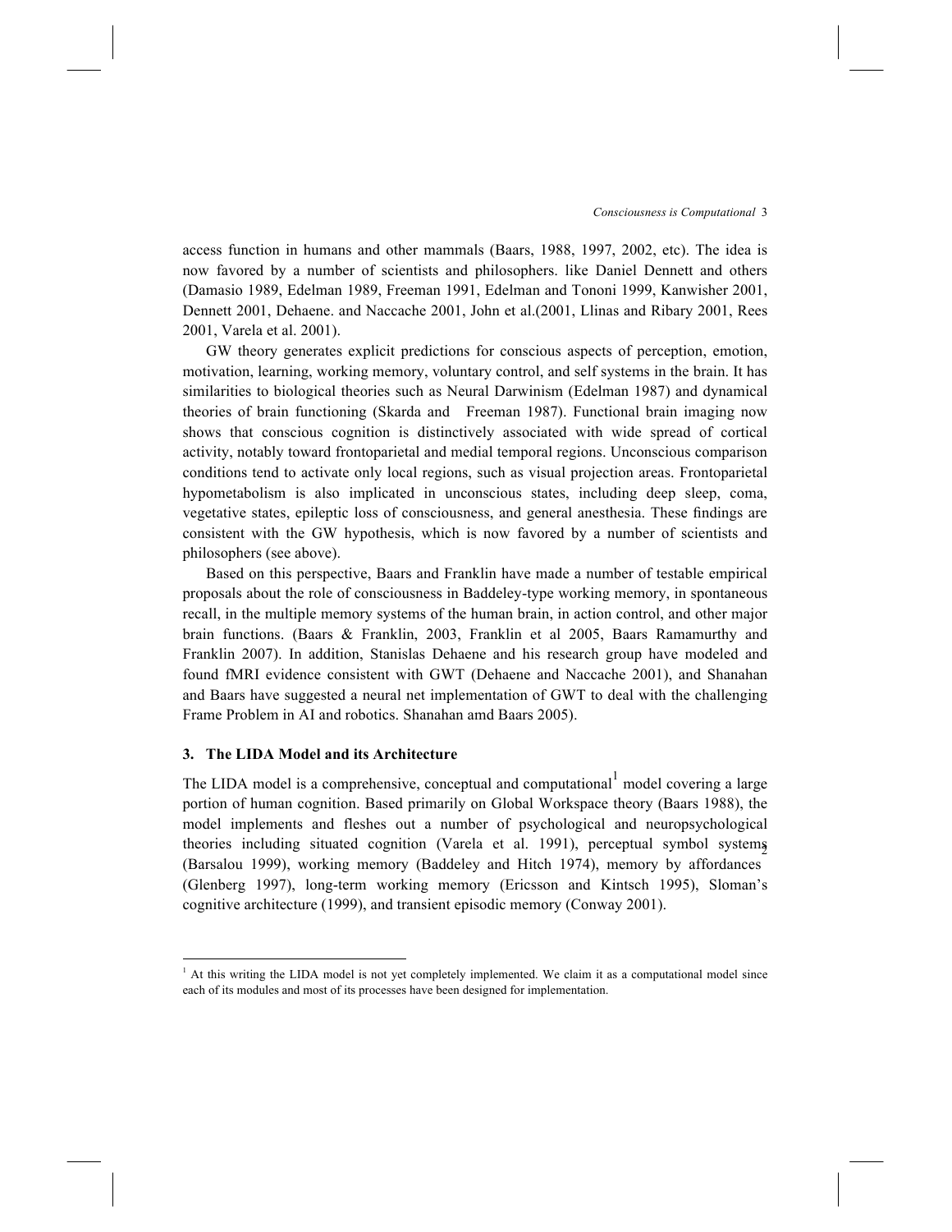access function in humans and other mammals (Baars, 1988, 1997, 2002, etc). The idea is now favored by a number of scientists and philosophers. like Daniel Dennett and others (Damasio 1989, Edelman 1989, Freeman 1991, Edelman and Tononi 1999, Kanwisher 2001, Dennett 2001, Dehaene. and Naccache 2001, John et al.(2001, Llinas and Ribary 2001, Rees 2001, Varela et al. 2001).

GW theory generates explicit predictions for conscious aspects of perception, emotion, motivation, learning, working memory, voluntary control, and self systems in the brain. It has similarities to biological theories such as Neural Darwinism (Edelman 1987) and dynamical theories of brain functioning (Skarda and Freeman 1987). Functional brain imaging now shows that conscious cognition is distinctively associated with wide spread of cortical activity, notably toward frontoparietal and medial temporal regions. Unconscious comparison conditions tend to activate only local regions, such as visual projection areas. Frontoparietal hypometabolism is also implicated in unconscious states, including deep sleep, coma, vegetative states, epileptic loss of consciousness, and general anesthesia. These findings are consistent with the GW hypothesis, which is now favored by a number of scientists and philosophers (see above).

Based on this perspective, Baars and Franklin have made a number of testable empirical proposals about the role of consciousness in Baddeley-type working memory, in spontaneous recall, in the multiple memory systems of the human brain, in action control, and other major brain functions. (Baars & Franklin, 2003, Franklin et al 2005, Baars Ramamurthy and Franklin 2007). In addition, Stanislas Dehaene and his research group have modeled and found fMRI evidence consistent with GWT (Dehaene and Naccache 2001), and Shanahan and Baars have suggested a neural net implementation of GWT to deal with the challenging Frame Problem in AI and robotics. Shanahan amd Baars 2005).

## 3. The LIDA Model and its Architecture

The LIDA model is a comprehensive, conceptual and computational[1] model covering a large portion of human cognition. Based primarily on Global Workspace theory (Baars 1988), the model implements and fleshes out a number of psychological and neuropsychological theories including situated cognition (Varela et al. 1991), perceptual symbol systems (Barsalou 1999), working memory (Baddeley and Hitch 1974), memory by affordances (Glenberg 1997), long-term working memory (Ericsson and Kintsch 1995), Sloman's cognitive architecture (1999), and transient episodic memory (Conway 2001).

[1] At this writing the LIDA model is not yet completely implemented. We claim it as a computational model since each of its modules and most of its processes have been designed for implementation.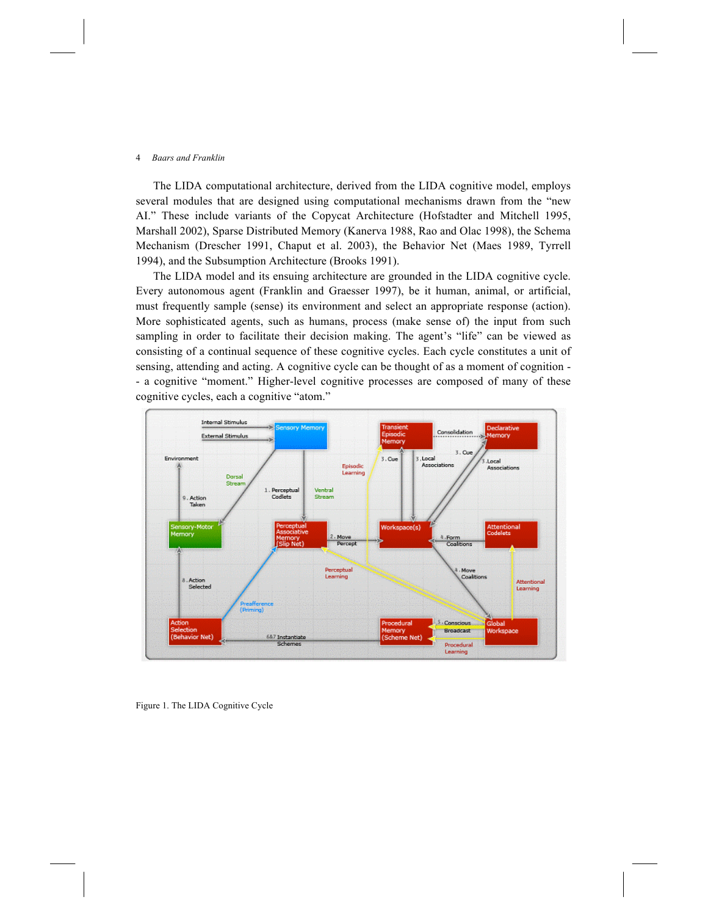The LIDA computational architecture, derived from the LIDA cognitive model, employs several modules that are designed using computational mechanisms drawn from the "new AI." These include variants of the Copycat Architecture (Hofstadter and Mitchell 1995, Marshall 2002), Sparse Distributed Memory (Kanerva 1988, Rao and Olac 1998), the Schema Mechanism (Drescher 1991, Chaput et al. 2003), the Behavior Net (Maes 1989, Tyrrell 1994), and the Subsumption Architecture (Brooks 1991).

The LIDA model and its ensuing architecture are grounded in the LIDA cognitive cycle. Every autonomous agent (Franklin and Graesser 1997), be it human, animal, or artificial, must frequently sample (sense) its environment and select an appropriate response (action). More sophisticated agents, such as humans, process (make sense of) the input from such sampling in order to facilitate their decision making. The agent's "life" can be viewed as consisting of a continual sequence of these cognitive cycles. Each cycle constitutes a unit of sensing, attending and acting. A cognitive cycle can be thought of as a moment of cognition -- a cognitive "moment." Higher-level cognitive processes are composed of many of these cognitive cycles, each a cognitive "atom."

Figure 1. The LIDA Cognitive Cycle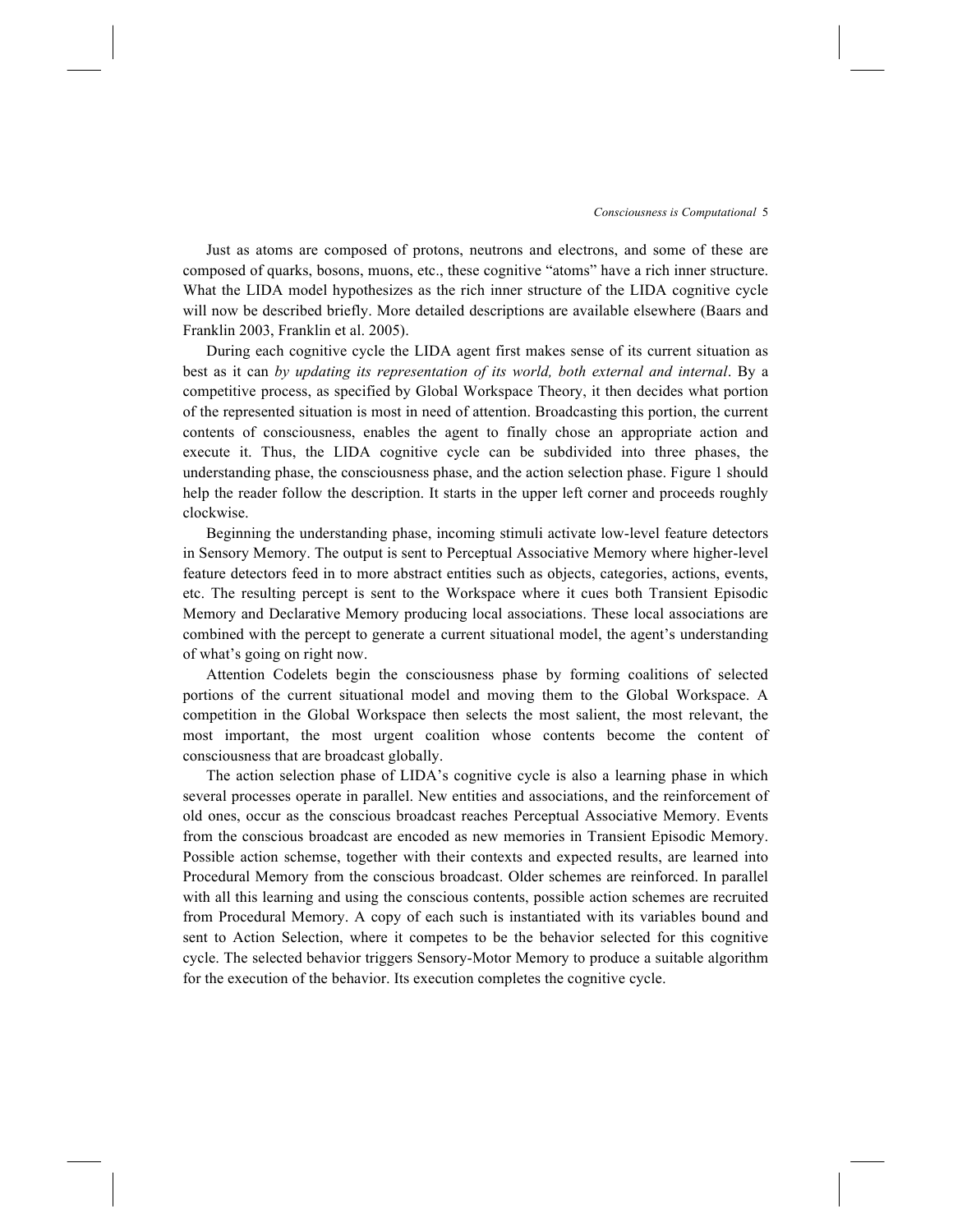Just as atoms are composed of protons, neutrons and electrons, and some of these are composed of quarks, bosons, muons, etc., these cognitive "atoms" have a rich inner structure. What the LIDA model hypothesizes as the rich inner structure of the LIDA cognitive cycle will now be described briefly. More detailed descriptions are available elsewhere (Baars and Franklin 2003, Franklin et al. 2005).

During each cognitive cycle the LIDA agent first makes sense of its current situation as best as it can *by updating its representation of its world, both external and internal*. By a competitive process, as specified by Global Workspace Theory, it then decides what portion of the represented situation is most in need of attention. Broadcasting this portion, the current contents of consciousness, enables the agent to finally chose an appropriate action and execute it. Thus, the LIDA cognitive cycle can be subdivided into three phases, the understanding phase, the consciousness phase, and the action selection phase. Figure 1 should help the reader follow the description. It starts in the upper left corner and proceeds roughly clockwise.

Beginning the understanding phase, incoming stimuli activate low-level feature detectors in Sensory Memory. The output is sent to Perceptual Associative Memory where higher-level feature detectors feed in to more abstract entities such as objects, categories, actions, events, etc. The resulting percept is sent to the Workspace where it cues both Transient Episodic Memory and Declarative Memory producing local associations. These local associations are combined with the percept to generate a current situational model, the agent's understanding of what's going on right now.

Attention Codelets begin the consciousness phase by forming coalitions of selected portions of the current situational model and moving them to the Global Workspace. A competition in the Global Workspace then selects the most salient, the most relevant, the most important, the most urgent coalition whose contents become the content of consciousness that are broadcast globally.

The action selection phase of LIDA's cognitive cycle is also a learning phase in which several processes operate in parallel. New entities and associations, and the reinforcement of old ones, occur as the conscious broadcast reaches Perceptual Associative Memory. Events from the conscious broadcast are encoded as new memories in Transient Episodic Memory. Possible action schemse, together with their contexts and expected results, are learned into Procedural Memory from the conscious broadcast. Older schemes are reinforced. In parallel with all this learning and using the conscious contents, possible action schemes are recruited from Procedural Memory. A copy of each such is instantiated with its variables bound and sent to Action Selection, where it competes to be the behavior selected for this cognitive cycle. The selected behavior triggers Sensory-Motor Memory to produce a suitable algorithm for the execution of the behavior. Its execution completes the cognitive cycle.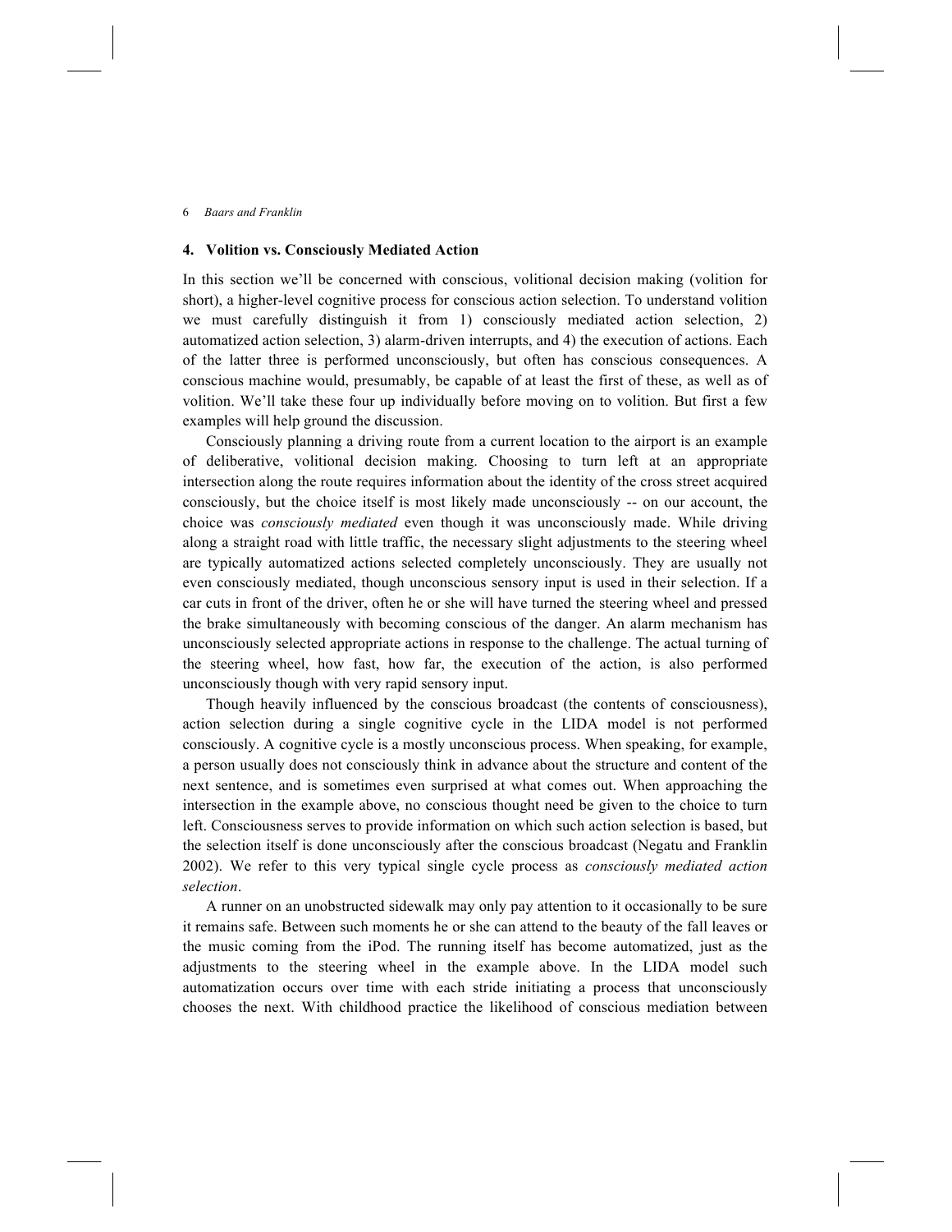## 4. Volition vs. Consciously Mediated Action

In this section we'll be concerned with conscious, volitional decision making (volition for short), a higher-level cognitive process for conscious action selection. To understand volition we must carefully distinguish it from 1) consciously mediated action selection, 2) automatized action selection, 3) alarm-driven interrupts, and 4) the execution of actions. Each of the latter three is performed unconsciously, but often has conscious consequences. A conscious machine would, presumably, be capable of at least the first of these, as well as of volition. We'll take these four up individually before moving on to volition. But first a few examples will help ground the discussion.

Consciously planning a driving route from a current location to the airport is an example of deliberative, volitional decision making. Choosing to turn left at an appropriate intersection along the route requires information about the identity of the cross street acquired consciously, but the choice itself is most likely made unconsciously -- on our account, the choice was *consciously mediated* even though it was unconsciously made. While driving along a straight road with little traffic, the necessary slight adjustments to the steering wheel are typically automatized actions selected completely unconsciously. They are usually not even consciously mediated, though unconscious sensory input is used in their selection. If a car cuts in front of the driver, often he or she will have turned the steering wheel and pressed the brake simultaneously with becoming conscious of the danger. An alarm mechanism has unconsciously selected appropriate actions in response to the challenge. The actual turning of the steering wheel, how fast, how far, the execution of the action, is also performed unconsciously though with very rapid sensory input.

Though heavily influenced by the conscious broadcast (the contents of consciousness), action selection during a single cognitive cycle in the LIDA model is not performed consciously. A cognitive cycle is a mostly unconscious process. When speaking, for example, a person usually does not consciously think in advance about the structure and content of the next sentence, and is sometimes even surprised at what comes out. When approaching the intersection in the example above, no conscious thought need be given to the choice to turn left. Consciousness serves to provide information on which such action selection is based, but the selection itself is done unconsciously after the conscious broadcast (Negatu and Franklin 2002). We refer to this very typical single cycle process as *consciously mediated action selection*.

A runner on an unobstructed sidewalk may only pay attention to it occasionally to be sure it remains safe. Between such moments he or she can attend to the beauty of the fall leaves or the music coming from the iPod. The running itself has become automatized, just as the adjustments to the steering wheel in the example above. In the LIDA model such automatization occurs over time with each stride initiating a process that unconsciously chooses the next. With childhood practice the likelihood of conscious mediation between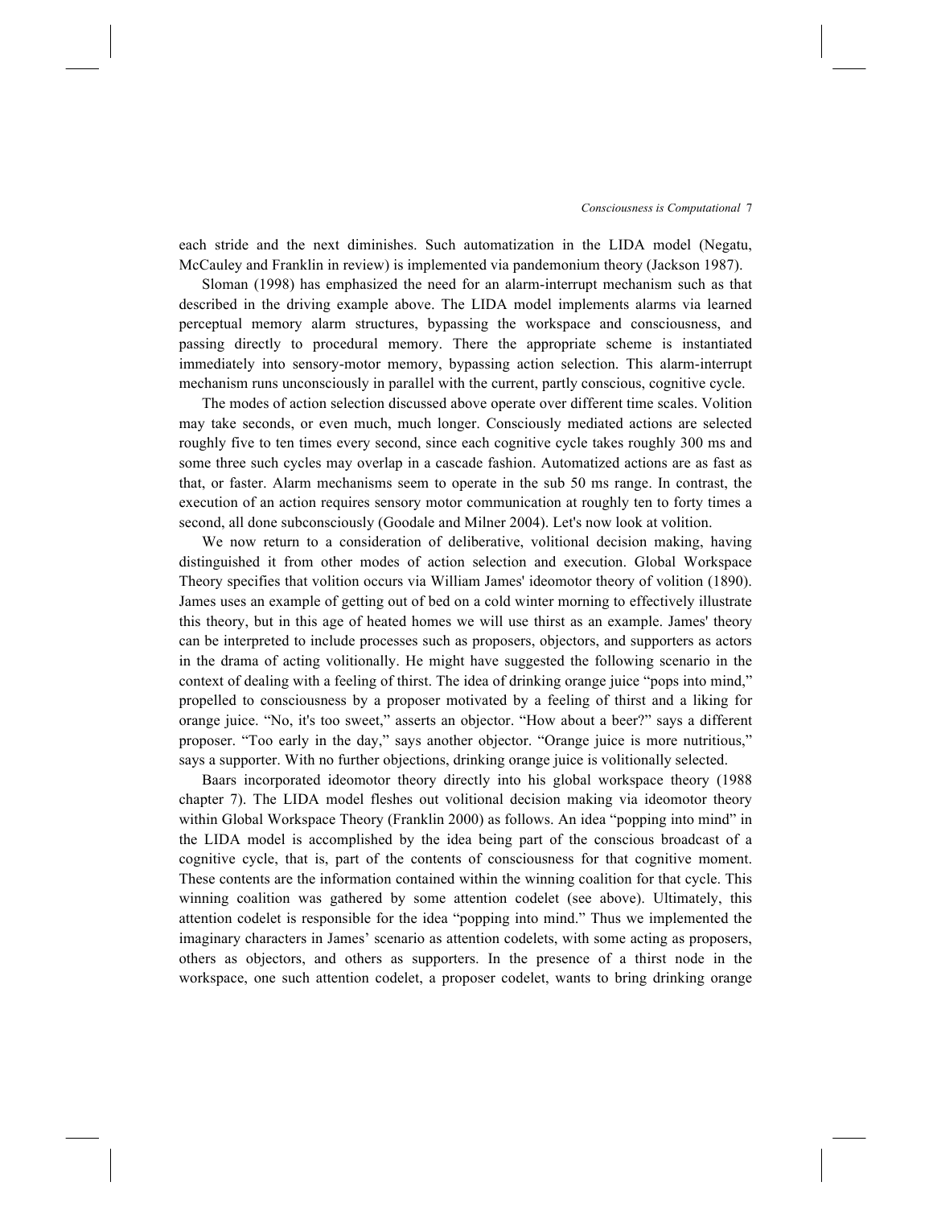each stride and the next diminishes. Such automatization in the LIDA model (Negatu, McCauley and Franklin in review) is implemented via pandemonium theory (Jackson 1987).

Sloman (1998) has emphasized the need for an alarm-interrupt mechanism such as that described in the driving example above. The LIDA model implements alarms via learned perceptual memory alarm structures, bypassing the workspace and consciousness, and passing directly to procedural memory. There the appropriate scheme is instantiated immediately into sensory-motor memory, bypassing action selection. This alarm-interrupt mechanism runs unconsciously in parallel with the current, partly conscious, cognitive cycle.

The modes of action selection discussed above operate over different time scales. Volition may take seconds, or even much, much longer. Consciously mediated actions are selected roughly five to ten times every second, since each cognitive cycle takes roughly 300 ms and some three such cycles may overlap in a cascade fashion. Automatized actions are as fast as that, or faster. Alarm mechanisms seem to operate in the sub 50 ms range. In contrast, the execution of an action requires sensory motor communication at roughly ten to forty times a second, all done subconsciously (Goodale and Milner 2004). Let's now look at volition.

We now return to a consideration of deliberative, volitional decision making, having distinguished it from other modes of action selection and execution. Global Workspace Theory specifies that volition occurs via William James' ideomotor theory of volition (1890). James uses an example of getting out of bed on a cold winter morning to effectively illustrate this theory, but in this age of heated homes we will use thirst as an example. James' theory can be interpreted to include processes such as proposers, objectors, and supporters as actors in the drama of acting volitionally. He might have suggested the following scenario in the context of dealing with a feeling of thirst. The idea of drinking orange juice "pops into mind," propelled to consciousness by a proposer motivated by a feeling of thirst and a liking for orange juice. "No, it's too sweet," asserts an objector. "How about a beer?" says a different proposer. "Too early in the day," says another objector. "Orange juice is more nutritious," says a supporter. With no further objections, drinking orange juice is volitionally selected.

Baars incorporated ideomotor theory directly into his global workspace theory (1988 chapter 7). The LIDA model fleshes out volitional decision making via ideomotor theory within Global Workspace Theory (Franklin 2000) as follows. An idea "popping into mind" in the LIDA model is accomplished by the idea being part of the conscious broadcast of a cognitive cycle, that is, part of the contents of consciousness for that cognitive moment. These contents are the information contained within the winning coalition for that cycle. This winning coalition was gathered by some attention codelet (see above). Ultimately, this attention codelet is responsible for the idea "popping into mind." Thus we implemented the imaginary characters in James' scenario as attention codelets, with some acting as proposers, others as objectors, and others as supporters. In the presence of a thirst node in the workspace, one such attention codelet, a proposer codelet, wants to bring drinking orange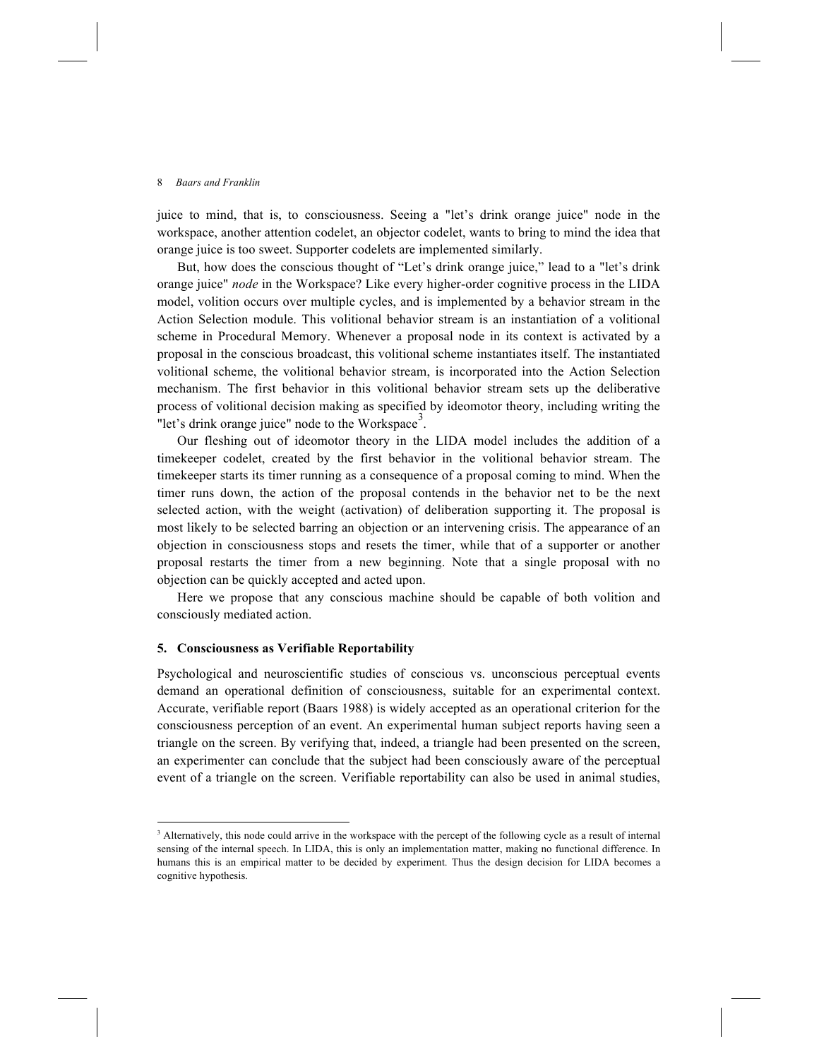juice to mind, that is, to consciousness. Seeing a "let's drink orange juice" node in the workspace, another attention codelet, an objector codelet, wants to bring to mind the idea that orange juice is too sweet. Supporter codelets are implemented similarly.

But, how does the conscious thought of "Let's drink orange juice," lead to a "let's drink orange juice" *node* in the Workspace? Like every higher-order cognitive process in the LIDA model, volition occurs over multiple cycles, and is implemented by a behavior stream in the Action Selection module. This volitional behavior stream is an instantiation of a volitional scheme in Procedural Memory. Whenever a proposal node in its context is activated by a proposal in the conscious broadcast, this volitional scheme instantiates itself. The instantiated volitional scheme, the volitional behavior stream, is incorporated into the Action Selection mechanism. The first behavior in this volitional behavior stream sets up the deliberative process of volitional decision making as specified by ideomotor theory, including writing the "let's drink orange juice" node to the Workspace[3].

Our fleshing out of ideomotor theory in the LIDA model includes the addition of a timekeeper codelet, created by the first behavior in the volitional behavior stream. The timekeeper starts its timer running as a consequence of a proposal coming to mind. When the timer runs down, the action of the proposal contends in the behavior net to be the next selected action, with the weight (activation) of deliberation supporting it. The proposal is most likely to be selected barring an objection or an intervening crisis. The appearance of an objection in consciousness stops and resets the timer, while that of a supporter or another proposal restarts the timer from a new beginning. Note that a single proposal with no objection can be quickly accepted and acted upon.

Here we propose that any conscious machine should be capable of both volition and consciously mediated action.

## 5. Consciousness as Verifiable Reportability

Psychological and neuroscientific studies of conscious vs. unconscious perceptual events demand an operational definition of consciousness, suitable for an experimental context. Accurate, verifiable report (Baars 1988) is widely accepted as an operational criterion for the consciousness perception of an event. An experimental human subject reports having seen a triangle on the screen. By verifying that, indeed, a triangle had been presented on the screen, an experimenter can conclude that the subject had been consciously aware of the perceptual event of a triangle on the screen. Verifiable reportability can also be used in animal studies,

[3] Alternatively, this node could arrive in the workspace with the percept of the following cycle as a result of internal sensing of the internal speech. In LIDA, this is only an implementation matter, making no functional difference. In humans this is an empirical matter to be decided by experiment. Thus the design decision for LIDA becomes a cognitive hypothesis.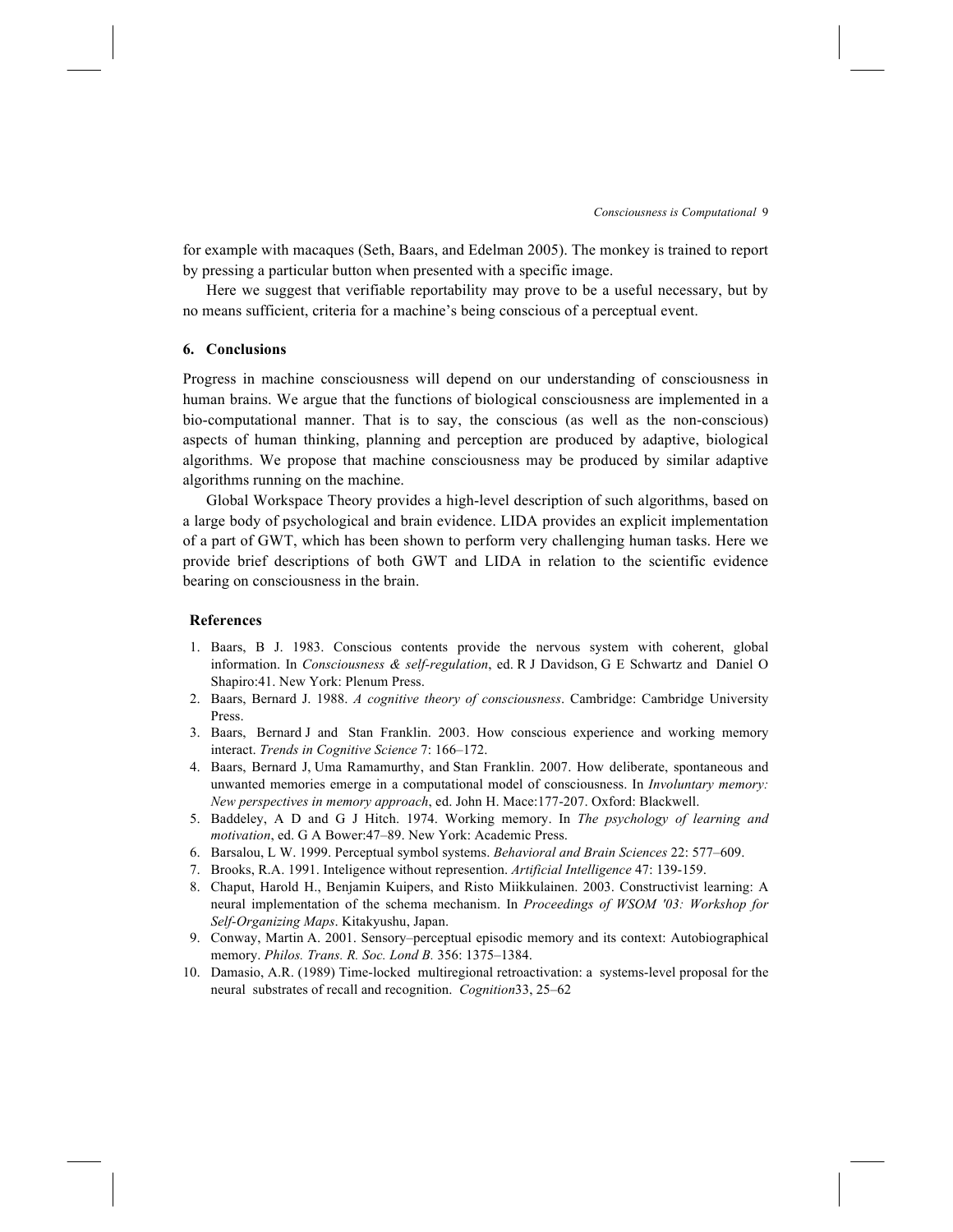for example with macaques (Seth, Baars, and Edelman 2005). The monkey is trained to report by pressing a particular button when presented with a specific image.

Here we suggest that verifiable reportability may prove to be a useful necessary, but by no means sufficient, criteria for a machine's being conscious of a perceptual event.

## 6. Conclusions

Progress in machine consciousness will depend on our understanding of consciousness in human brains. We argue that the functions of biological consciousness are implemented in a bio-computational manner. That is to say, the conscious (as well as the non-conscious) aspects of human thinking, planning and perception are produced by adaptive, biological algorithms. We propose that machine consciousness may be produced by similar adaptive algorithms running on the machine.

Global Workspace Theory provides a high-level description of such algorithms, based on a large body of psychological and brain evidence. LIDA provides an explicit implementation of a part of GWT, which has been shown to perform very challenging human tasks. Here we provide brief descriptions of both GWT and LIDA in relation to the scientific evidence bearing on consciousness in the brain.

### References

1. Baars, B J. 1983. Conscious contents provide the nervous system with coherent, global information. In *Consciousness & self-regulation*, ed. R J Davidson, G E Schwartz and Daniel O Shapiro:41. New York: Plenum Press.
2. Baars, Bernard J. 1988. *A cognitive theory of consciousness*. Cambridge: Cambridge University Press.
3. Baars, Bernard J and Stan Franklin. 2003. How conscious experience and working memory interact. *Trends in Cognitive Science* 7: 166–172.
4. Baars, Bernard J, Uma Ramamurthy, and Stan Franklin. 2007. How deliberate, spontaneous and unwanted memories emerge in a computational model of consciousness. In *Involuntary memory: New perspectives in memory approach*, ed. John H. Mace:177-207. Oxford: Blackwell.
5. Baddeley, A D and G J Hitch. 1974. Working memory. In *The psychology of learning and motivation*, ed. G A Bower:47–89. New York: Academic Press.
6. Barsalou, L W. 1999. Perceptual symbol systems. *Behavioral and Brain Sciences* 22: 577–609.
7. Brooks, R.A. 1991. Inteligence without represention. *Artificial Intelligence* 47: 139-159.
8. Chaput, Harold H., Benjamin Kuipers, and Risto Miikkulainen. 2003. Constructivist learning: A neural implementation of the schema mechanism. In *Proceedings of WSOM '03: Workshop for Self-Organizing Maps*. Kitakyushu, Japan.
9. Conway, Martin A. 2001. Sensory–perceptual episodic memory and its context: Autobiographical memory. *Philos. Trans. R. Soc. Lond B.* 356: 1375–1384.
10. Damasio, A.R. (1989) Time-locked multiregional retroactivation: a systems-level proposal for the neural substrates of recall and recognition. *Cognition*33, 25–62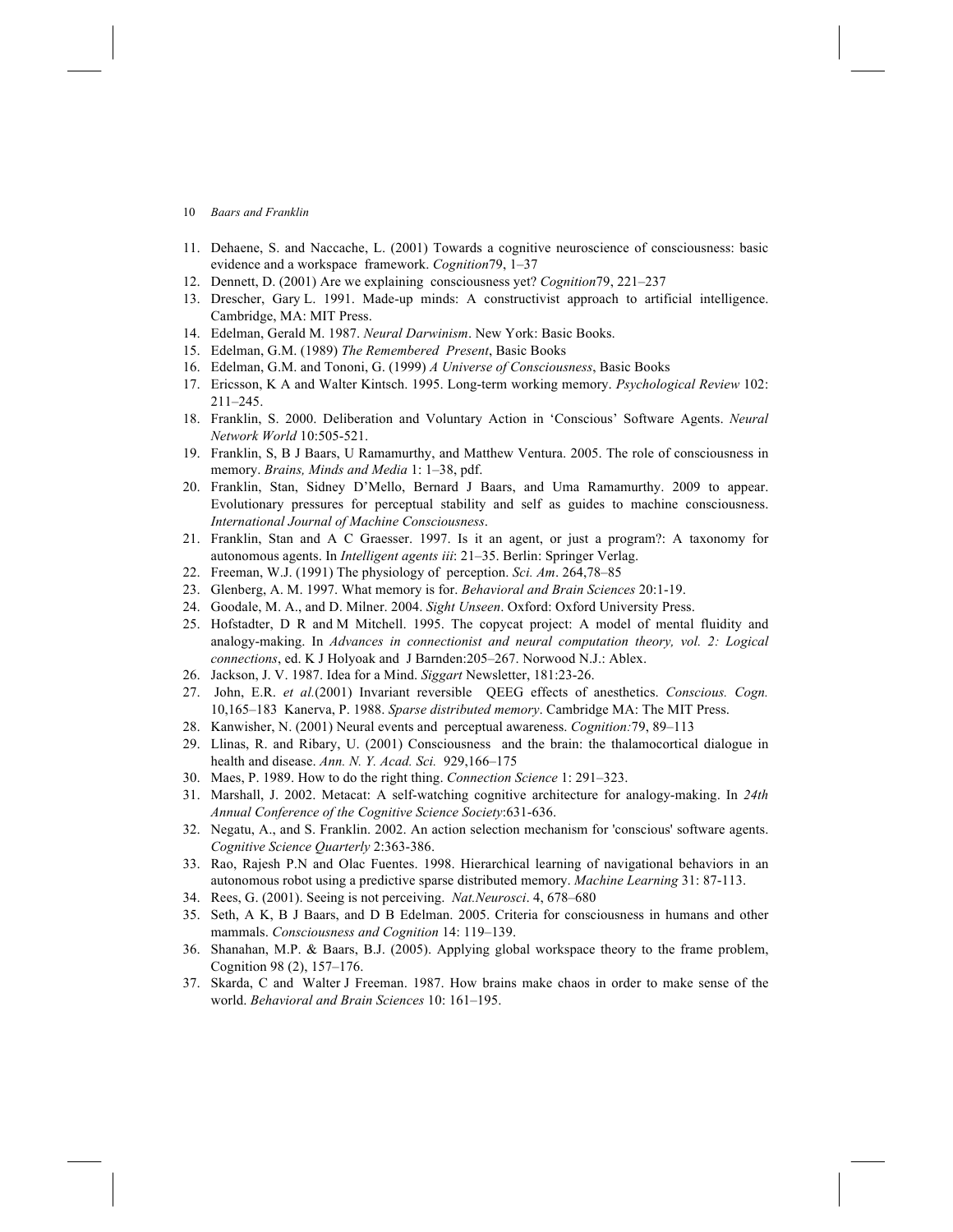11. Dehaene, S. and Naccache, L. (2001) Towards a cognitive neuroscience of consciousness: basic evidence and a workspace framework. *Cognition*79, 1–37
12. Dennett, D. (2001) Are we explaining consciousness yet? *Cognition*79, 221–237
13. Drescher, Gary L. 1991. Made-up minds: A constructivist approach to artificial intelligence. Cambridge, MA: MIT Press.
14. Edelman, Gerald M. 1987. *Neural Darwinism*. New York: Basic Books.
15. Edelman, G.M. (1989) *The Remembered Present*, Basic Books
16. Edelman, G.M. and Tononi, G. (1999) *A Universe of Consciousness*, Basic Books
17. Ericsson, K A and Walter Kintsch. 1995. Long-term working memory. *Psychological Review* 102: 211–245.
18. Franklin, S. 2000. Deliberation and Voluntary Action in 'Conscious' Software Agents. *Neural Network World* 10:505-521.
19. Franklin, S, B J Baars, U Ramamurthy, and Matthew Ventura. 2005. The role of consciousness in memory. *Brains, Minds and Media* 1: 1–38, pdf.
20. Franklin, Stan, Sidney D'Mello, Bernard J Baars, and Uma Ramamurthy. 2009 to appear. Evolutionary pressures for perceptual stability and self as guides to machine consciousness. *International Journal of Machine Consciousness*.
21. Franklin, Stan and A C Graesser. 1997. Is it an agent, or just a program?: A taxonomy for autonomous agents. In *Intelligent agents iii*: 21–35. Berlin: Springer Verlag.
22. Freeman, W.J. (1991) The physiology of perception. *Sci. Am*. 264,78–85
23. Glenberg, A. M. 1997. What memory is for. *Behavioral and Brain Sciences* 20:1-19.
24. Goodale, M. A., and D. Milner. 2004. *Sight Unseen*. Oxford: Oxford University Press.
25. Hofstadter, D R and M Mitchell. 1995. The copycat project: A model of mental fluidity and analogy-making. In *Advances in connectionist and neural computation theory, vol. 2: Logical connections*, ed. K J Holyoak and J Barnden:205–267. Norwood N.J.: Ablex.
26. Jackson, J. V. 1987. Idea for a Mind. *Siggart* Newsletter, 181:23-26.
27. John, E.R. *et al.*(2001) Invariant reversible QEEG effects of anesthetics. *Conscious. Cogn.* 10,165–183 Kanerva, P. 1988. *Sparse distributed memory*. Cambridge MA: The MIT Press.
28. Kanwisher, N. (2001) Neural events and perceptual awareness. *Cognition:*79, 89–113
29. Llinas, R. and Ribary, U. (2001) Consciousness and the brain: the thalamocortical dialogue in health and disease. *Ann. N. Y. Acad. Sci.* 929,166–175
30. Maes, P. 1989. How to do the right thing. *Connection Science* 1: 291–323.
31. Marshall, J. 2002. Metacat: A self-watching cognitive architecture for analogy-making. In *24th Annual Conference of the Cognitive Science Society*:631-636.
32. Negatu, A., and S. Franklin. 2002. An action selection mechanism for 'conscious' software agents. *Cognitive Science Quarterly* 2:363-386.
33. Rao, Rajesh P.N and Olac Fuentes. 1998. Hierarchical learning of navigational behaviors in an autonomous robot using a predictive sparse distributed memory. *Machine Learning* 31: 87-113.
34. Rees, G. (2001). Seeing is not perceiving. *Nat.Neurosci*. 4, 678–680
35. Seth, A K, B J Baars, and D B Edelman. 2005. Criteria for consciousness in humans and other mammals. *Consciousness and Cognition* 14: 119–139.
36. Shanahan, M.P. & Baars, B.J. (2005). Applying global workspace theory to the frame problem, Cognition 98 (2), 157–176.
37. Skarda, C and Walter J Freeman. 1987. How brains make chaos in order to make sense of the world. *Behavioral and Brain Sciences* 10: 161–195.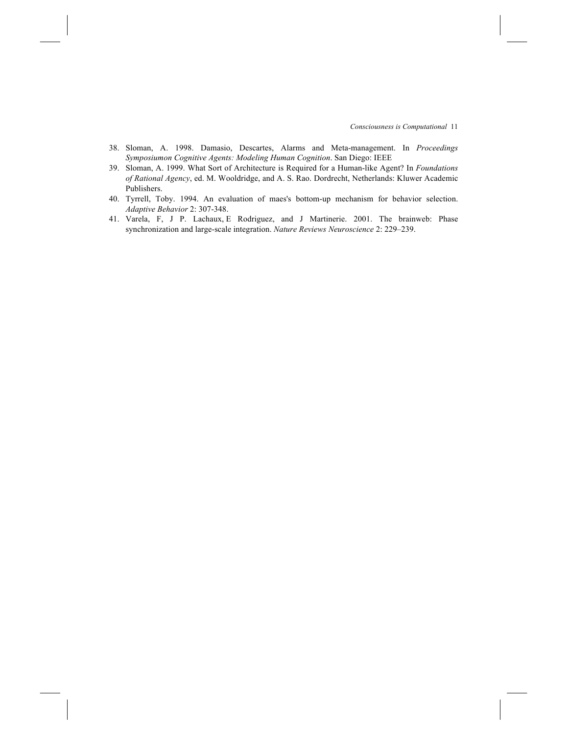38. Sloman, A. 1998. Damasio, Descartes, Alarms and Meta-management. In *Proceedings Symposiumon Cognitive Agents: Modeling Human Cognition*. San Diego: IEEE
39. Sloman, A. 1999. What Sort of Architecture is Required for a Human-like Agent? In *Foundations of Rational Agency*, ed. M. Wooldridge, and A. S. Rao. Dordrecht, Netherlands: Kluwer Academic Publishers.
40. Tyrrell, Toby. 1994. An evaluation of maes's bottom-up mechanism for behavior selection. *Adaptive Behavior* 2: 307-348.
41. Varela, F, J P. Lachaux, E Rodriguez, and J Martinerie. 2001. The brainweb: Phase synchronization and large-scale integration. *Nature Reviews Neuroscience* 2: 229–239.